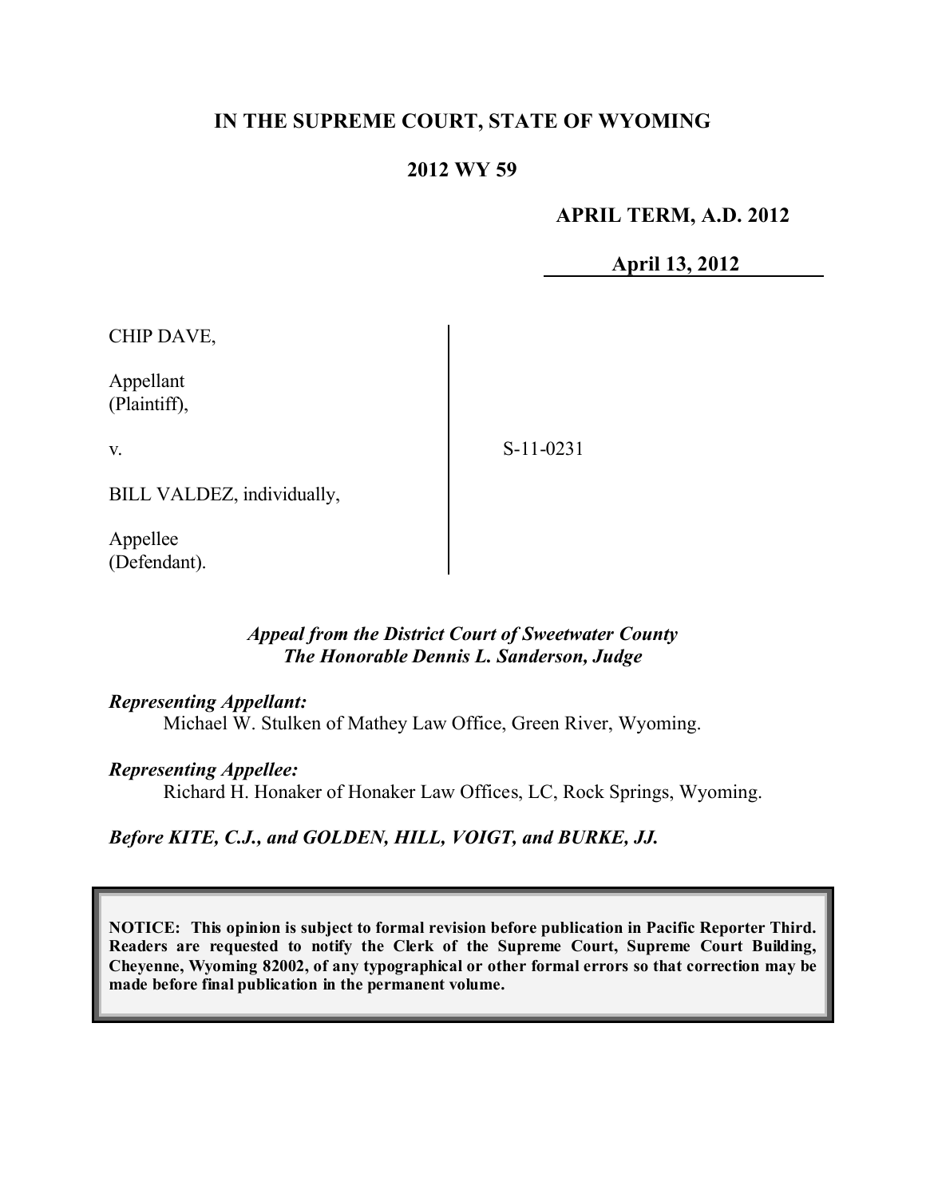# IN THE SUPREME COURT, STATE OF WYOMING

## 2012 WY 59

**APRIL TERM, A.D. 2012**

**April 13, 2012**

CHIP DAVE,

Appellant
(Plaintiff),

v.

BILL VALDEZ, individually,

Appellee
(Defendant).

S-11-0231

*Appeal from the District Court of Sweetwater County*
*The Honorable Dennis L. Sanderson, Judge*

***Representing Appellant:***
Michael W. Stulken of Mathey Law Office, Green River, Wyoming.

***Representing Appellee:***
Richard H. Honaker of Honaker Law Offices, LC, Rock Springs, Wyoming.

***Before KITE, C.J., and GOLDEN, HILL, VOIGT, and BURKE, JJ.***

**NOTICE: This opinion is subject to formal revision before publication in Pacific Reporter Third. Readers are requested to notify the Clerk of the Supreme Court, Supreme Court Building, Cheyenne, Wyoming 82002, of any typographical or other formal errors so that correction may be made before final publication in the permanent volume.**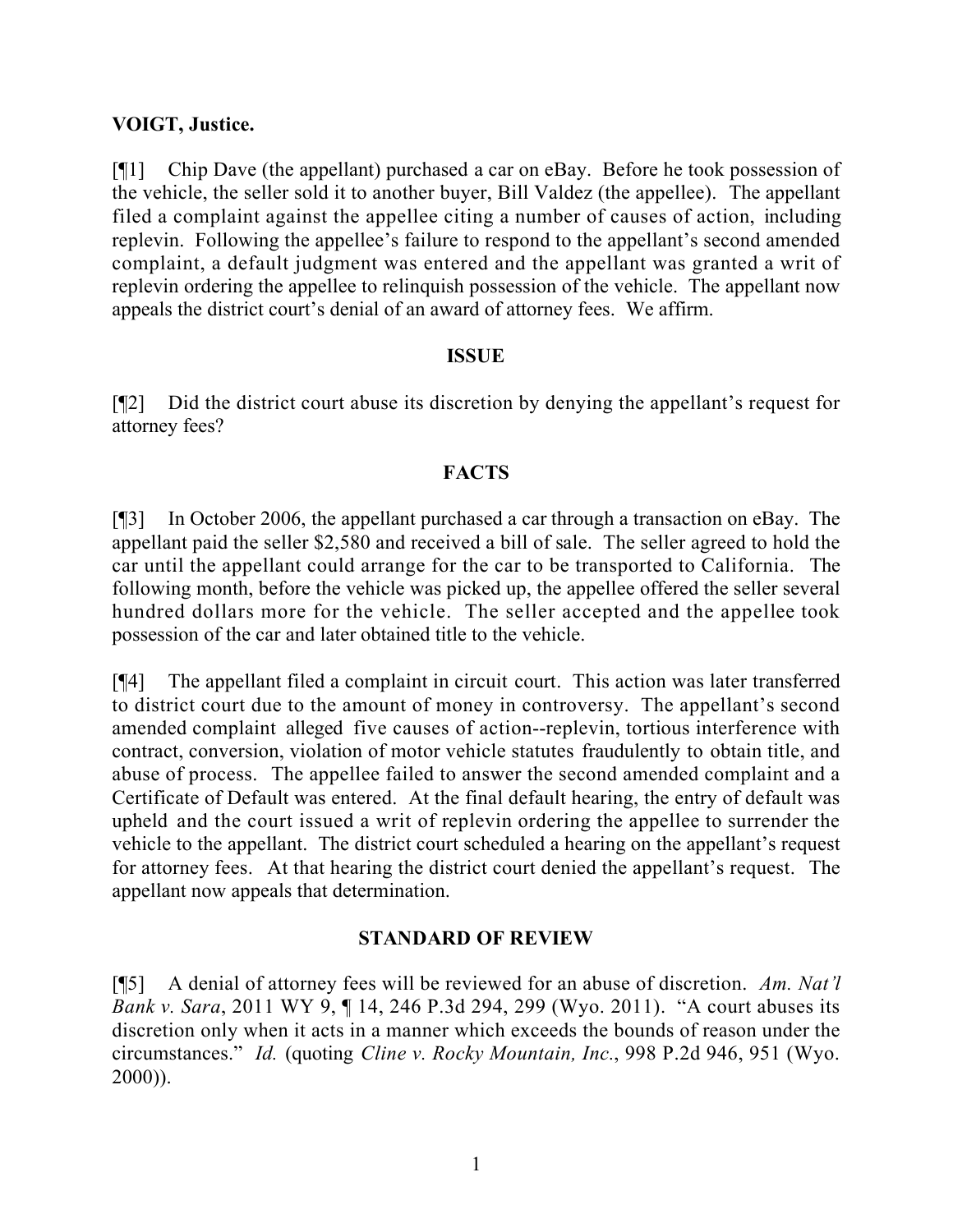**VOIGT, Justice.**

[¶1] Chip Dave (the appellant) purchased a car on eBay. Before he took possession of the vehicle, the seller sold it to another buyer, Bill Valdez (the appellee). The appellant filed a complaint against the appellee citing a number of causes of action, including replevin. Following the appellee's failure to respond to the appellant's second amended complaint, a default judgment was entered and the appellant was granted a writ of replevin ordering the appellee to relinquish possession of the vehicle. The appellant now appeals the district court's denial of an award of attorney fees. We affirm.

## ISSUE

[¶2] Did the district court abuse its discretion by denying the appellant's request for attorney fees?

## FACTS

[¶3] In October 2006, the appellant purchased a car through a transaction on eBay. The appellant paid the seller $2,580 and received a bill of sale. The seller agreed to hold the car until the appellant could arrange for the car to be transported to California. The following month, before the vehicle was picked up, the appellee offered the seller several hundred dollars more for the vehicle. The seller accepted and the appellee took possession of the car and later obtained title to the vehicle.

[¶4] The appellant filed a complaint in circuit court. This action was later transferred to district court due to the amount of money in controversy. The appellant's second amended complaint alleged five causes of action--replevin, tortious interference with contract, conversion, violation of motor vehicle statutes fraudulently to obtain title, and abuse of process. The appellee failed to answer the second amended complaint and a Certificate of Default was entered. At the final default hearing, the entry of default was upheld and the court issued a writ of replevin ordering the appellee to surrender the vehicle to the appellant. The district court scheduled a hearing on the appellant's request for attorney fees. At that hearing the district court denied the appellant's request. The appellant now appeals that determination.

## STANDARD OF REVIEW

[¶5] A denial of attorney fees will be reviewed for an abuse of discretion. *Am. Nat'l Bank v. Sara*, 2011 WY 9, ¶ 14, 246 P.3d 294, 299 (Wyo. 2011). "A court abuses its discretion only when it acts in a manner which exceeds the bounds of reason under the circumstances." *Id.* (quoting *Cline v. Rocky Mountain, Inc.*, 998 P.2d 946, 951 (Wyo. 2000)).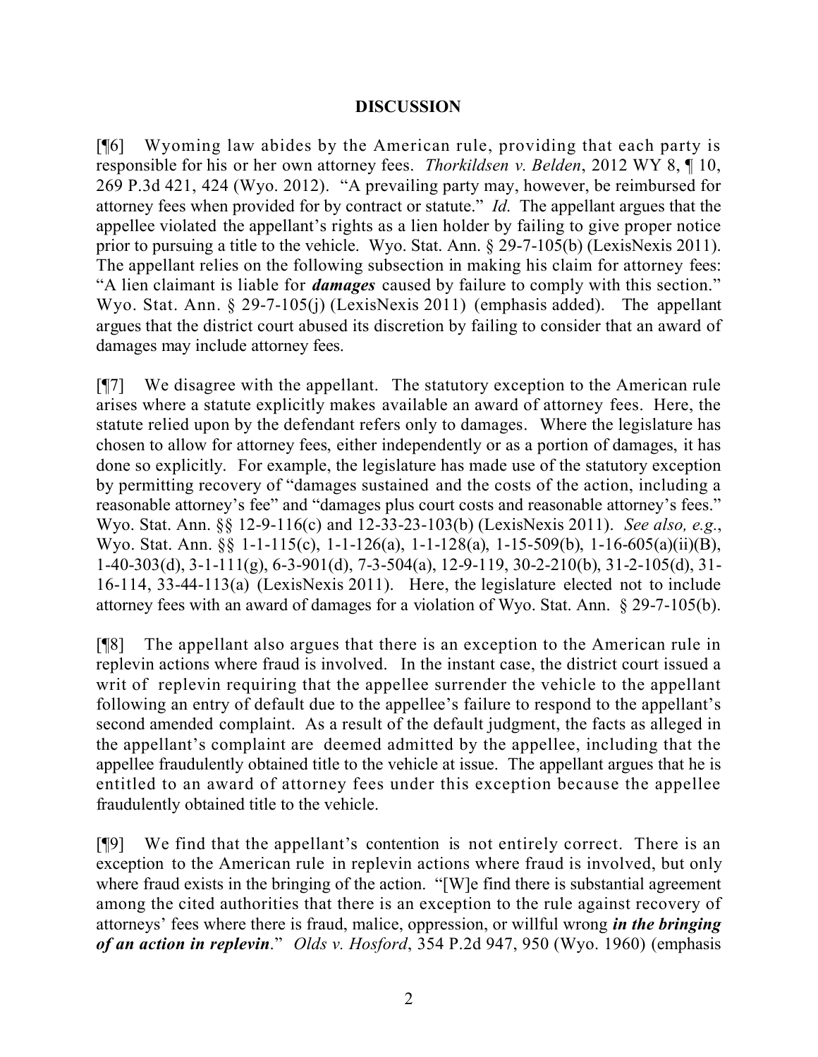## DISCUSSION

[¶6] Wyoming law abides by the American rule, providing that each party is responsible for his or her own attorney fees. *Thorkildsen v. Belden*, 2012 WY 8, ¶ 10, 269 P.3d 421, 424 (Wyo. 2012). "A prevailing party may, however, be reimbursed for attorney fees when provided for by contract or statute." *Id.* The appellant argues that the appellee violated the appellant's rights as a lien holder by failing to give proper notice prior to pursuing a title to the vehicle. Wyo. Stat. Ann. § 29-7-105(b) (LexisNexis 2011). The appellant relies on the following subsection in making his claim for attorney fees: "A lien claimant is liable for ***damages*** caused by failure to comply with this section." Wyo. Stat. Ann. § 29-7-105(j) (LexisNexis 2011) (emphasis added). The appellant argues that the district court abused its discretion by failing to consider that an award of damages may include attorney fees.

[¶7] We disagree with the appellant. The statutory exception to the American rule arises where a statute explicitly makes available an award of attorney fees. Here, the statute relied upon by the defendant refers only to damages. Where the legislature has chosen to allow for attorney fees, either independently or as a portion of damages, it has done so explicitly. For example, the legislature has made use of the statutory exception by permitting recovery of "damages sustained and the costs of the action, including a reasonable attorney's fee" and "damages plus court costs and reasonable attorney's fees." Wyo. Stat. Ann. §§ 12-9-116(c) and 12-33-23-103(b) (LexisNexis 2011). *See also, e.g.*, Wyo. Stat. Ann. §§ 1-1-115(c), 1-1-126(a), 1-1-128(a), 1-15-509(b), 1-16-605(a)(ii)(B), 1-40-303(d), 3-1-111(g), 6-3-901(d), 7-3-504(a), 12-9-119, 30-2-210(b), 31-2-105(d), 31-16-114, 33-44-113(a) (LexisNexis 2011). Here, the legislature elected not to include attorney fees with an award of damages for a violation of Wyo. Stat. Ann. § 29-7-105(b).

[¶8] The appellant also argues that there is an exception to the American rule in replevin actions where fraud is involved. In the instant case, the district court issued a writ of replevin requiring that the appellee surrender the vehicle to the appellant following an entry of default due to the appellee's failure to respond to the appellant's second amended complaint. As a result of the default judgment, the facts as alleged in the appellant's complaint are deemed admitted by the appellee, including that the appellee fraudulently obtained title to the vehicle at issue. The appellant argues that he is entitled to an award of attorney fees under this exception because the appellee fraudulently obtained title to the vehicle.

[¶9] We find that the appellant's contention is not entirely correct. There is an exception to the American rule in replevin actions where fraud is involved, but only where fraud exists in the bringing of the action. "[W]e find there is substantial agreement among the cited authorities that there is an exception to the rule against recovery of attorneys' fees where there is fraud, malice, oppression, or willful wrong ***in the bringing of an action in replevin***." *Olds v. Hosford*, 354 P.2d 947, 950 (Wyo. 1960) (emphasis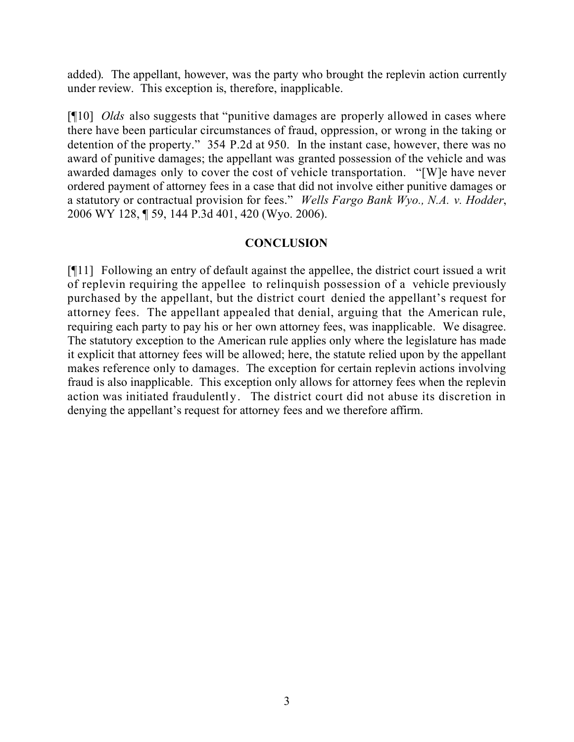added). The appellant, however, was the party who brought the replevin action currently under review. This exception is, therefore, inapplicable.

[¶10] *Olds* also suggests that "punitive damages are properly allowed in cases where there have been particular circumstances of fraud, oppression, or wrong in the taking or detention of the property." 354 P.2d at 950. In the instant case, however, there was no award of punitive damages; the appellant was granted possession of the vehicle and was awarded damages only to cover the cost of vehicle transportation. "[W]e have never ordered payment of attorney fees in a case that did not involve either punitive damages or a statutory or contractual provision for fees." *Wells Fargo Bank Wyo., N.A. v. Hodder*, 2006 WY 128, ¶ 59, 144 P.3d 401, 420 (Wyo. 2006).

## CONCLUSION

[¶11] Following an entry of default against the appellee, the district court issued a writ of replevin requiring the appellee to relinquish possession of a vehicle previously purchased by the appellant, but the district court denied the appellant's request for attorney fees. The appellant appealed that denial, arguing that the American rule, requiring each party to pay his or her own attorney fees, was inapplicable. We disagree. The statutory exception to the American rule applies only where the legislature has made it explicit that attorney fees will be allowed; here, the statute relied upon by the appellant makes reference only to damages. The exception for certain replevin actions involving fraud is also inapplicable. This exception only allows for attorney fees when the replevin action was initiated fraudulently. The district court did not abuse its discretion in denying the appellant's request for attorney fees and we therefore affirm.